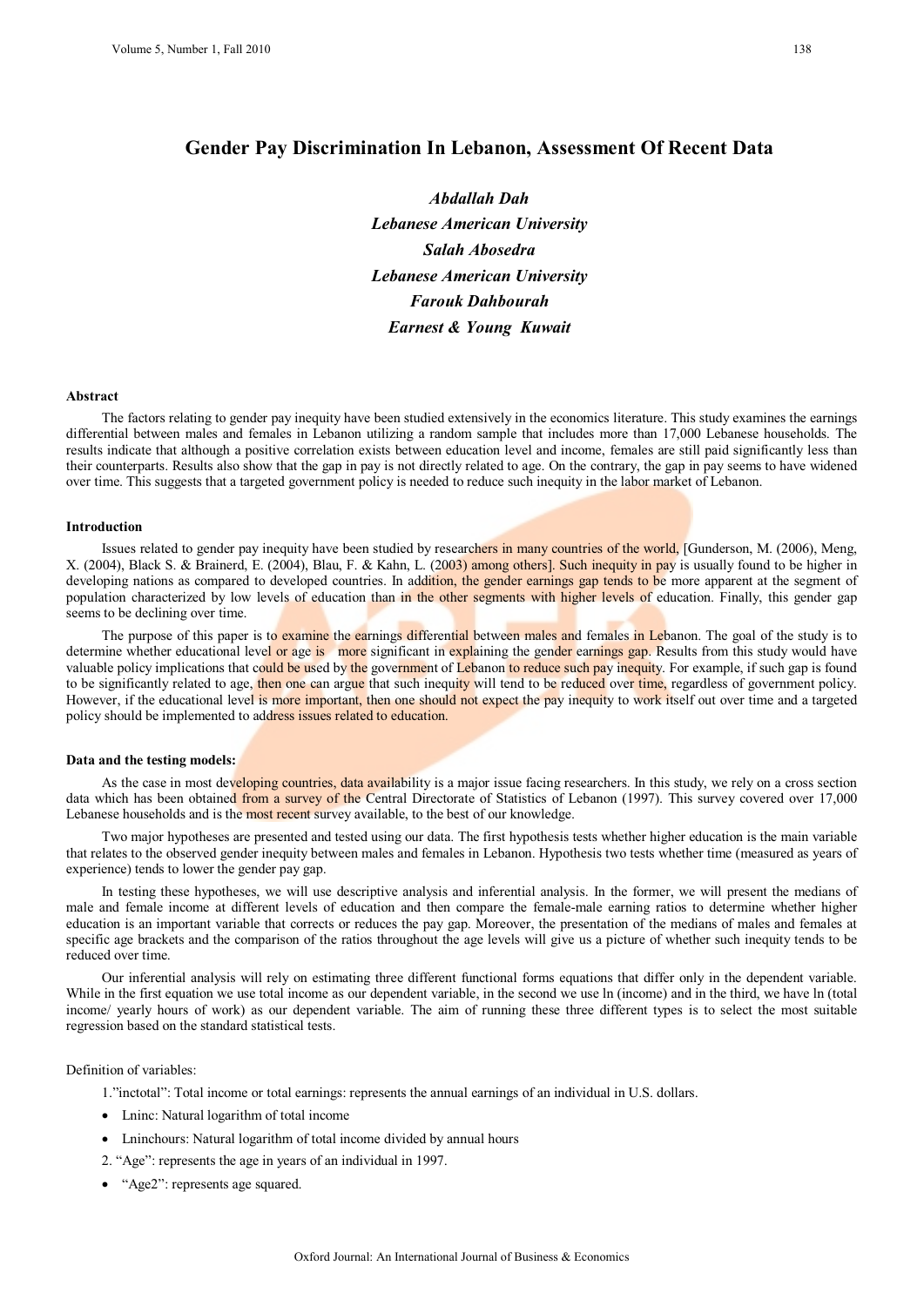# Gender Pay Discrimination In Lebanon, Assessment Of Recent Data

***Abdallah Dah***
***Lebanese American University***
***Salah Abosedra***
***Lebanese American University***
***Farouk Dahbourah***
***Earnest & Young Kuwait***

### Abstract

The factors relating to gender pay inequity have been studied extensively in the economics literature. This study examines the earnings differential between males and females in Lebanon utilizing a random sample that includes more than 17,000 Lebanese households. The results indicate that although a positive correlation exists between education level and income, females are still paid significantly less than their counterparts. Results also show that the gap in pay is not directly related to age. On the contrary, the gap in pay seems to have widened over time. This suggests that a targeted government policy is needed to reduce such inequity in the labor market of Lebanon.

### Introduction

Issues related to gender pay inequity have been studied by researchers in many countries of the world, [Gunderson, M. (2006), Meng, X. (2004), Black S. & Brainerd, E. (2004), Blau, F. & Kahn, L. (2003) among others]. Such inequity in pay is usually found to be higher in developing nations as compared to developed countries. In addition, the gender earnings gap tends to be more apparent at the segment of population characterized by low levels of education than in the other segments with higher levels of education. Finally, this gender gap seems to be declining over time.

The purpose of this paper is to examine the earnings differential between males and females in Lebanon. The goal of the study is to determine whether educational level or age is more significant in explaining the gender earnings gap. Results from this study would have valuable policy implications that could be used by the government of Lebanon to reduce such pay inequity. For example, if such gap is found to be significantly related to age, then one can argue that such inequity will tend to be reduced over time, regardless of government policy. However, if the educational level is more important, then one should not expect the pay inequity to work itself out over time and a targeted policy should be implemented to address issues related to education.

### Data and the testing models:

As the case in most developing countries, data availability is a major issue facing researchers. In this study, we rely on a cross section data which has been obtained from a survey of the Central Directorate of Statistics of Lebanon (1997). This survey covered over 17,000 Lebanese households and is the most recent survey available, to the best of our knowledge.

Two major hypotheses are presented and tested using our data. The first hypothesis tests whether higher education is the main variable that relates to the observed gender inequity between males and females in Lebanon. Hypothesis two tests whether time (measured as years of experience) tends to lower the gender pay gap.

In testing these hypotheses, we will use descriptive analysis and inferential analysis. In the former, we will present the medians of male and female income at different levels of education and then compare the female-male earning ratios to determine whether higher education is an important variable that corrects or reduces the pay gap. Moreover, the presentation of the medians of males and females at specific age brackets and the comparison of the ratios throughout the age levels will give us a picture of whether such inequity tends to be reduced over time.

Our inferential analysis will rely on estimating three different functional forms equations that differ only in the dependent variable. While in the first equation we use total income as our dependent variable, in the second we use ln (income) and in the third, we have ln (total income/ yearly hours of work) as our dependent variable. The aim of running these three different types is to select the most suitable regression based on the standard statistical tests.

Definition of variables:

1. "inctotal": Total income or total earnings: represents the annual earnings of an individual in U.S. dollars.
   - Lninc: Natural logarithm of total income
   - Lninchours: Natural logarithm of total income divided by annual hours
2. "Age": represents the age in years of an individual in 1997.
   - "Age2": represents age squared.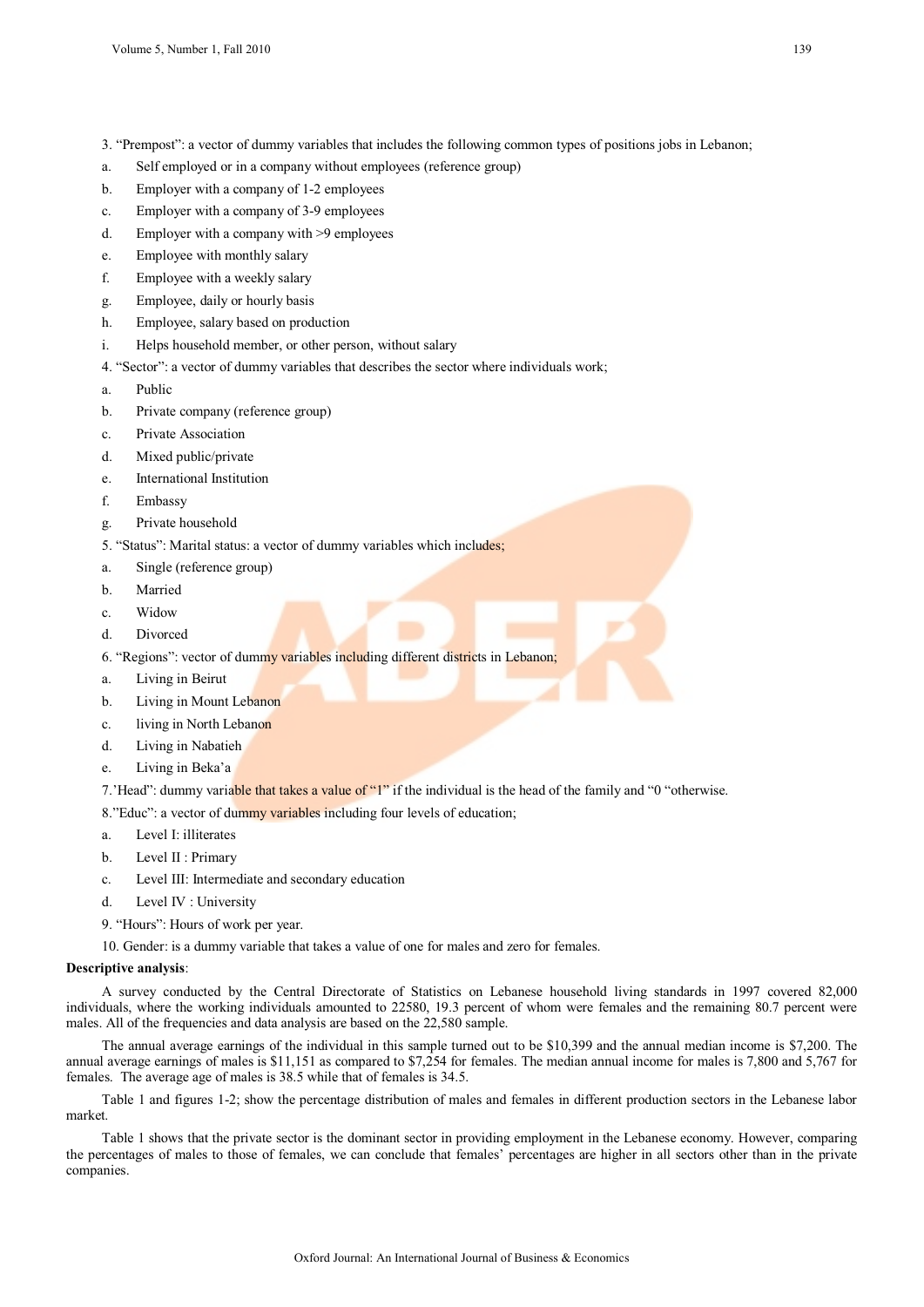3. "Prempost": a vector of dummy variables that includes the following common types of positions jobs in Lebanon;

a. Self employed or in a company without employees (reference group)

b. Employer with a company of 1-2 employees

c. Employer with a company of 3-9 employees

d. Employer with a company with >9 employees

e. Employee with monthly salary

f. Employee with a weekly salary

g. Employee, daily or hourly basis

h. Employee, salary based on production

i. Helps household member, or other person, without salary

4. "Sector": a vector of dummy variables that describes the sector where individuals work;

a. Public

b. Private company (reference group)

c. Private Association

d. Mixed public/private

e. International Institution

f. Embassy

g. Private household

5. "Status": Marital status: a vector of dummy variables which includes;

a. Single (reference group)

b. Married

c. Widow

d. Divorced

6. "Regions": vector of dummy variables including different districts in Lebanon;

a. Living in Beirut

b. Living in Mount Lebanon

c. living in North Lebanon

d. Living in Nabatieh

e. Living in Beka'a

7.'Head": dummy variable that takes a value of "1" if the individual is the head of the family and "0 "otherwise.

8."Educ": a vector of dummy variables including four levels of education;

a. Level I: illiterates

b. Level II : Primary

c. Level III: Intermediate and secondary education

d. Level IV : University

9. "Hours": Hours of work per year.

10. Gender: is a dummy variable that takes a value of one for males and zero for females.

**Descriptive analysis**:

A survey conducted by the Central Directorate of Statistics on Lebanese household living standards in 1997 covered 82,000 individuals, where the working individuals amounted to 22580, 19.3 percent of whom were females and the remaining 80.7 percent were males. All of the frequencies and data analysis are based on the 22,580 sample.

The annual average earnings of the individual in this sample turned out to be $10,399 and the annual median income is $7,200. The annual average earnings of males is $11,151 as compared to $7,254 for females. The median annual income for males is 7,800 and 5,767 for females. The average age of males is 38.5 while that of females is 34.5.

Table 1 and figures 1-2; show the percentage distribution of males and females in different production sectors in the Lebanese labor market.

Table 1 shows that the private sector is the dominant sector in providing employment in the Lebanese economy. However, comparing the percentages of males to those of females, we can conclude that females' percentages are higher in all sectors other than in the private companies.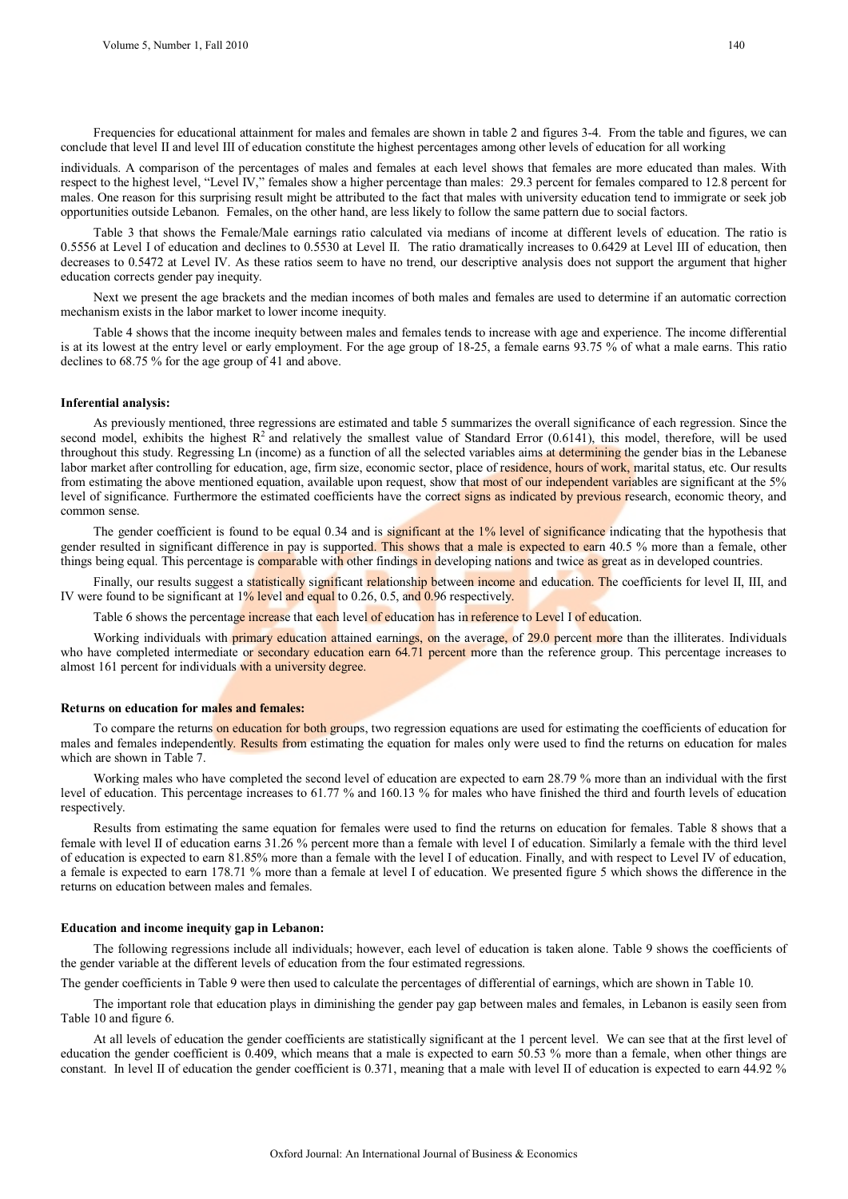Frequencies for educational attainment for males and females are shown in table 2 and figures 3-4. From the table and figures, we can conclude that level II and level III of education constitute the highest percentages among other levels of education for all working individuals. A comparison of the percentages of males and females at each level shows that females are more educated than males. With respect to the highest level, "Level IV," females show a higher percentage than males: 29.3 percent for females compared to 12.8 percent for males. One reason for this surprising result might be attributed to the fact that males with university education tend to immigrate or seek job opportunities outside Lebanon. Females, on the other hand, are less likely to follow the same pattern due to social factors.

Table 3 that shows the Female/Male earnings ratio calculated via medians of income at different levels of education. The ratio is 0.5556 at Level I of education and declines to 0.5530 at Level II. The ratio dramatically increases to 0.6429 at Level III of education, then decreases to 0.5472 at Level IV. As these ratios seem to have no trend, our descriptive analysis does not support the argument that higher education corrects gender pay inequity.

Next we present the age brackets and the median incomes of both males and females are used to determine if an automatic correction mechanism exists in the labor market to lower income inequity.

Table 4 shows that the income inequity between males and females tends to increase with age and experience. The income differential is at its lowest at the entry level or early employment. For the age group of 18-25, a female earns 93.75 % of what a male earns. This ratio declines to 68.75 % for the age group of 41 and above.

**Inferential analysis:**

As previously mentioned, three regressions are estimated and table 5 summarizes the overall significance of each regression. Since the second model, exhibits the highest $R^2$ and relatively the smallest value of Standard Error (0.6141), this model, therefore, will be used throughout this study. Regressing Ln (income) as a function of all the selected variables aims at determining the gender bias in the Lebanese labor market after controlling for education, age, firm size, economic sector, place of residence, hours of work, marital status, etc. Our results from estimating the above mentioned equation, available upon request, show that most of our independent variables are significant at the 5% level of significance. Furthermore the estimated coefficients have the correct signs as indicated by previous research, economic theory, and common sense.

The gender coefficient is found to be equal 0.34 and is significant at the 1% level of significance indicating that the hypothesis that gender resulted in significant difference in pay is supported. This shows that a male is expected to earn 40.5 % more than a female, other things being equal. This percentage is comparable with other findings in developing nations and twice as great as in developed countries.

Finally, our results suggest a statistically significant relationship between income and education. The coefficients for level II, III, and IV were found to be significant at 1% level and equal to 0.26, 0.5, and 0.96 respectively.

Table 6 shows the percentage increase that each level of education has in reference to Level I of education.

Working individuals with primary education attained earnings, on the average, of 29.0 percent more than the illiterates. Individuals who have completed intermediate or secondary education earn 64.71 percent more than the reference group. This percentage increases to almost 161 percent for individuals with a university degree.

**Returns on education for males and females:**

To compare the returns on education for both groups, two regression equations are used for estimating the coefficients of education for males and females independently. Results from estimating the equation for males only were used to find the returns on education for males which are shown in Table 7.

Working males who have completed the second level of education are expected to earn 28.79 % more than an individual with the first level of education. This percentage increases to 61.77 % and 160.13 % for males who have finished the third and fourth levels of education respectively.

Results from estimating the same equation for females were used to find the returns on education for females. Table 8 shows that a female with level II of education earns 31.26 % percent more than a female with level I of education. Similarly a female with the third level of education is expected to earn 81.85% more than a female with the level I of education. Finally, and with respect to Level IV of education, a female is expected to earn 178.71 % more than a female at level I of education. We presented figure 5 which shows the difference in the returns on education between males and females.

**Education and income inequity gap in Lebanon:**

The following regressions include all individuals; however, each level of education is taken alone. Table 9 shows the coefficients of the gender variable at the different levels of education from the four estimated regressions.

The gender coefficients in Table 9 were then used to calculate the percentages of differential of earnings, which are shown in Table 10.

The important role that education plays in diminishing the gender pay gap between males and females, in Lebanon is easily seen from Table 10 and figure 6.

At all levels of education the gender coefficients are statistically significant at the 1 percent level. We can see that at the first level of education the gender coefficient is 0.409, which means that a male is expected to earn 50.53 % more than a female, when other things are constant. In level II of education the gender coefficient is 0.371, meaning that a male with level II of education is expected to earn 44.92 %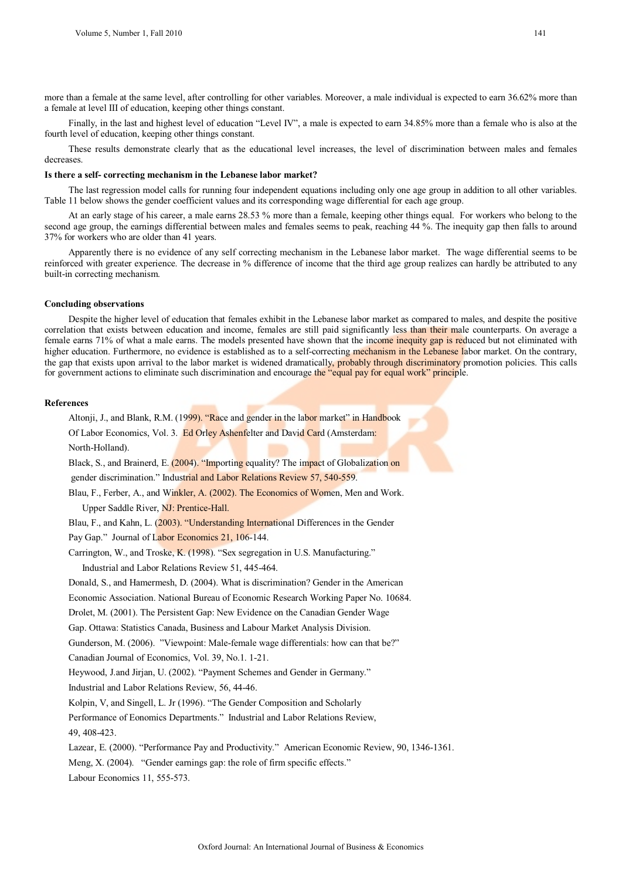more than a female at the same level, after controlling for other variables. Moreover, a male individual is expected to earn 36.62% more than a female at level III of education, keeping other things constant.

Finally, in the last and highest level of education "Level IV", a male is expected to earn 34.85% more than a female who is also at the fourth level of education, keeping other things constant.

These results demonstrate clearly that as the educational level increases, the level of discrimination between males and females decreases.

**Is there a self- correcting mechanism in the Lebanese labor market?**

The last regression model calls for running four independent equations including only one age group in addition to all other variables. Table 11 below shows the gender coefficient values and its corresponding wage differential for each age group.

At an early stage of his career, a male earns 28.53 % more than a female, keeping other things equal. For workers who belong to the second age group, the earnings differential between males and females seems to peak, reaching 44 %. The inequity gap then falls to around 37% for workers who are older than 41 years.

Apparently there is no evidence of any self correcting mechanism in the Lebanese labor market. The wage differential seems to be reinforced with greater experience. The decrease in % difference of income that the third age group realizes can hardly be attributed to any built-in correcting mechanism.

**Concluding observations**

Despite the higher level of education that females exhibit in the Lebanese labor market as compared to males, and despite the positive correlation that exists between education and income, females are still paid significantly less than their male counterparts. On average a female earns 71% of what a male earns. The models presented have shown that the income inequity gap is reduced but not eliminated with higher education. Furthermore, no evidence is established as to a self-correcting mechanism in the Lebanese labor market. On the contrary, the gap that exists upon arrival to the labor market is widened dramatically, probably through discriminatory promotion policies. This calls for government actions to eliminate such discrimination and encourage the "equal pay for equal work" principle.

**References**

Altonji, J., and Blank, R.M. (1999). "Race and gender in the labor market" in Handbook Of Labor Economics, Vol. 3. Ed Orley Ashenfelter and David Card (Amsterdam: North-Holland).

Black, S., and Brainerd, E. (2004). "Importing equality? The impact of Globalization on gender discrimination." Industrial and Labor Relations Review 57, 540-559.

Blau, F., Ferber, A., and Winkler, A. (2002). The Economics of Women, Men and Work. Upper Saddle River, NJ: Prentice-Hall.

Blau, F., and Kahn, L. (2003). "Understanding International Differences in the Gender Pay Gap." Journal of Labor Economics 21, 106-144.

Carrington, W., and Troske, K. (1998). "Sex segregation in U.S. Manufacturing." Industrial and Labor Relations Review 51, 445-464.

Donald, S., and Hamermesh, D. (2004). What is discrimination? Gender in the American Economic Association. National Bureau of Economic Research Working Paper No. 10684.

Drolet, M. (2001). The Persistent Gap: New Evidence on the Canadian Gender Wage Gap. Ottawa: Statistics Canada, Business and Labour Market Analysis Division.

Gunderson, M. (2006). "Viewpoint: Male-female wage differentials: how can that be?" Canadian Journal of Economics, Vol. 39, No.1. 1-21.

Heywood, J.and Jirjan, U. (2002). "Payment Schemes and Gender in Germany." Industrial and Labor Relations Review, 56, 44-46.

Kolpin, V, and Singell, L. Jr (1996). "The Gender Composition and Scholarly Performance of Eonomics Departments." Industrial and Labor Relations Review, 49, 408-423.

Lazear, E. (2000). "Performance Pay and Productivity." American Economic Review, 90, 1346-1361.

Meng, X. (2004). "Gender earnings gap: the role of firm specific effects." Labour Economics 11, 555-573.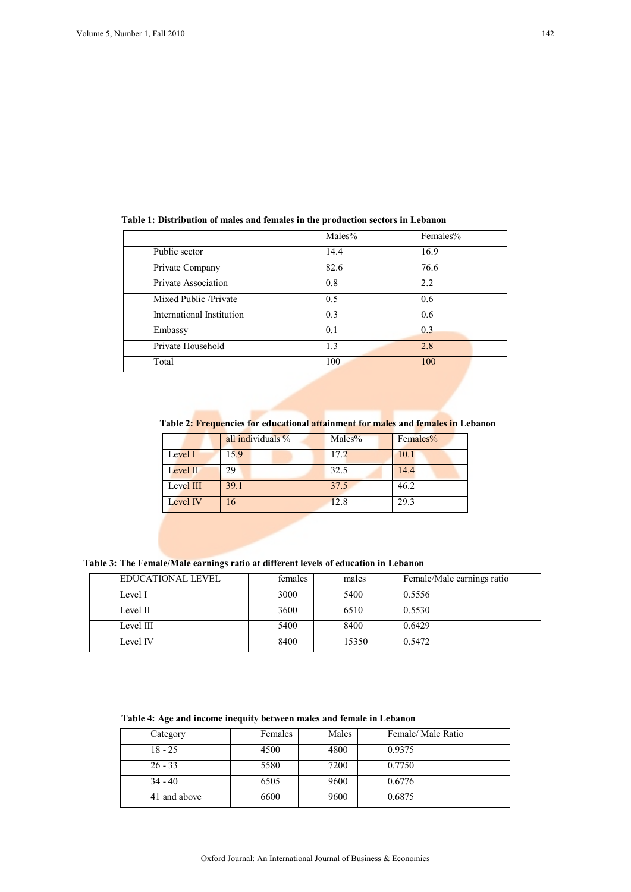**Table 1: Distribution of males and females in the production sectors in Lebanon**

| | Males% | Females% |
|---|---|---|
| Public sector | 14.4 | 16.9 |
| Private Company | 82.6 | 76.6 |
| Private Association | 0.8 | 2.2 |
| Mixed Public /Private | 0.5 | 0.6 |
| International Institution | 0.3 | 0.6 |
| Embassy | 0.1 | 0.3 |
| Private Household | 1.3 | 2.8 |
| Total | 100 | 100 |

**Table 2: Frequencies for educational attainment for males and females in Lebanon**

| | all individuals % | Males% | Females% |
|---|---|---|---|
| Level I | 15.9 | 17.2 | 10.1 |
| Level II | 29 | 32.5 | 14.4 |
| Level III | 39.1 | 37.5 | 46.2 |
| Level IV | 16 | 12.8 | 29.3 |

**Table 3: The Female/Male earnings ratio at different levels of education in Lebanon**

| EDUCATIONAL LEVEL | females | males | Female/Male earnings ratio |
|---|---|---|---|
| Level I | 3000 | 5400 | 0.5556 |
| Level II | 3600 | 6510 | 0.5530 |
| Level III | 5400 | 8400 | 0.6429 |
| Level IV | 8400 | 15350 | 0.5472 |

**Table 4: Age and income inequity between males and female in Lebanon**

| Category | Females | Males | Female/ Male Ratio |
|---|---|---|---|
| 18 - 25 | 4500 | 4800 | 0.9375 |
| 26 - 33 | 5580 | 7200 | 0.7750 |
| 34 - 40 | 6505 | 9600 | 0.6776 |
| 41 and above | 6600 | 9600 | 0.6875 |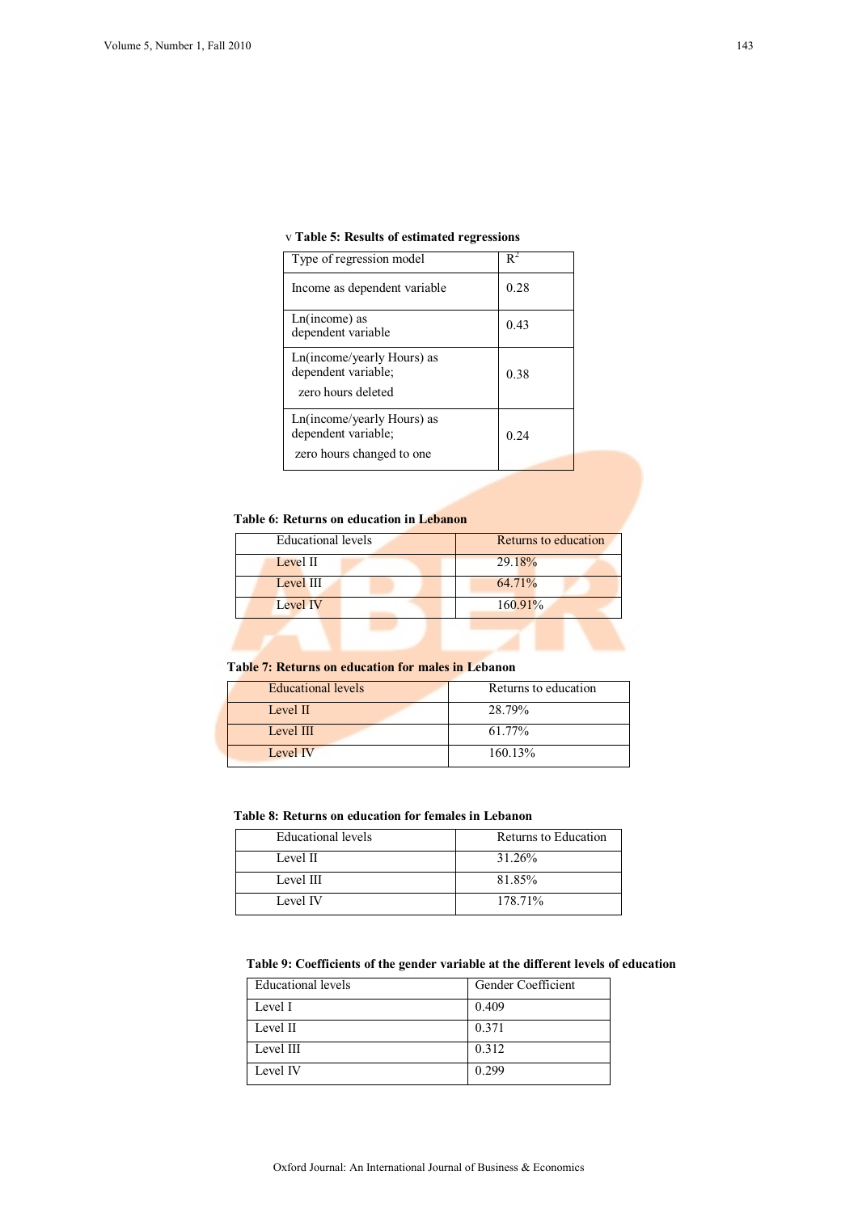**Table 5: Results of estimated regressions**

| Type of regression model | $R^2$ |
|---|---|
| Income as dependent variable | 0.28 |
| Ln(income) as dependent variable | 0.43 |
| Ln(income/yearly Hours) as dependent variable; zero hours deleted | 0.38 |
| Ln(income/yearly Hours) as dependent variable; zero hours changed to one | 0.24 |

**Table 6: Returns on education in Lebanon**

| Educational levels | Returns to education |
|---|---|
| Level II | 29.18% |
| Level III | 64.71% |
| Level IV | 160.91% |

**Table 7: Returns on education for males in Lebanon**

| Educational levels | Returns to education |
|---|---|
| Level II | 28.79% |
| Level III | 61.77% |
| Level IV | 160.13% |

**Table 8: Returns on education for females in Lebanon**

| Educational levels | Returns to Education |
|---|---|
| Level II | 31.26% |
| Level III | 81.85% |
| Level IV | 178.71% |

**Table 9: Coefficients of the gender variable at the different levels of education**

| Educational levels | Gender Coefficient |
|---|---|
| Level I | 0.409 |
| Level II | 0.371 |
| Level III | 0.312 |
| Level IV | 0.299 |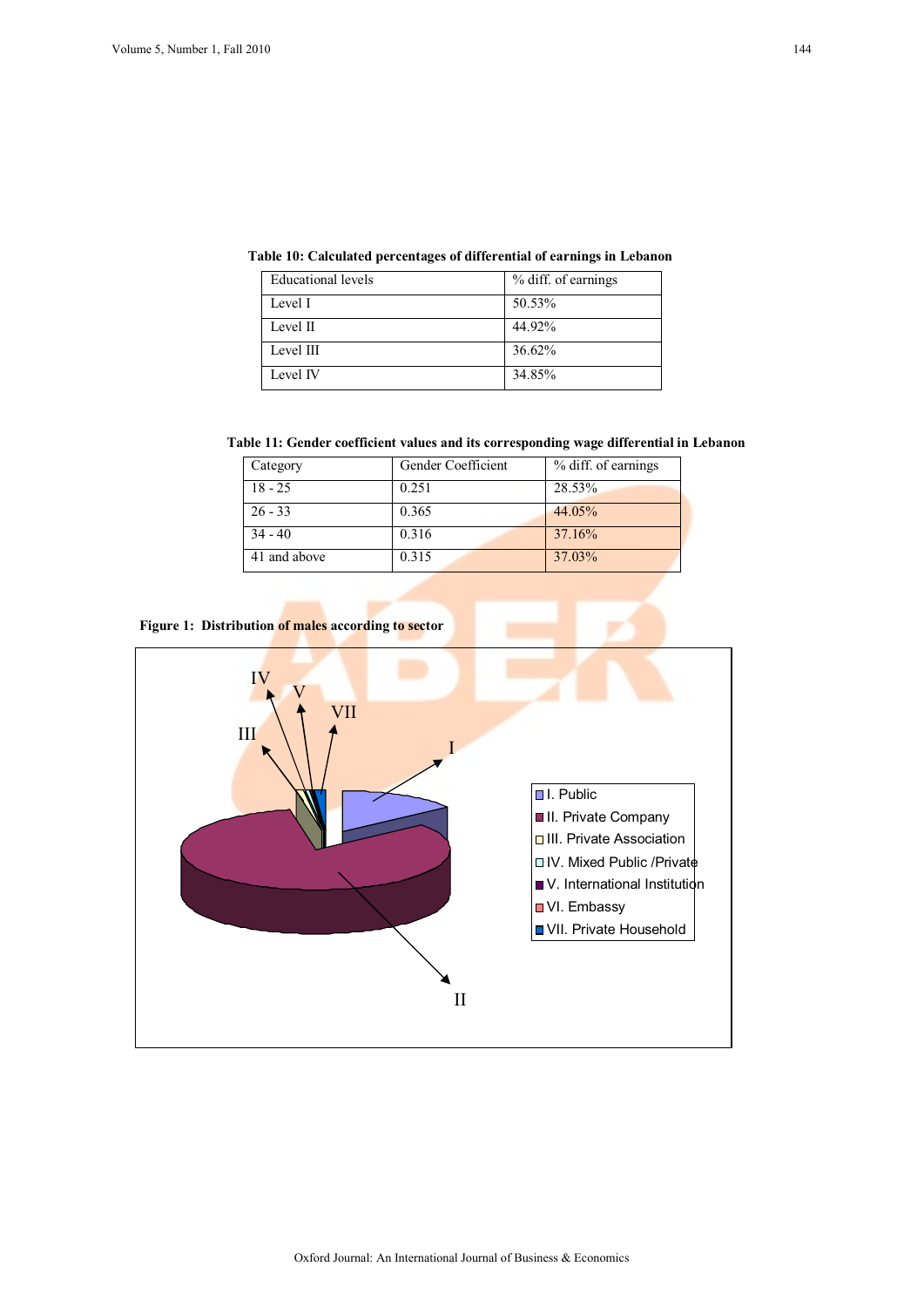**Table 10: Calculated percentages of differential of earnings in Lebanon**

| Educational levels | % diff. of earnings |
|---|---|
| Level I | 50.53% |
| Level II | 44.92% |
| Level III | 36.62% |
| Level IV | 34.85% |

**Table 11: Gender coefficient values and its corresponding wage differential in Lebanon**

| Category | Gender Coefficient | % diff. of earnings |
|---|---|---|
| 18 - 25 | 0.251 | 28.53% |
| 26 - 33 | 0.365 | 44.05% |
| 34 - 40 | 0.316 | 37.16% |
| 41 and above | 0.315 | 37.03% |

**Figure 1: Distribution of males according to sector**

- I. Public
- II. Private Company
- III. Private Association
- IV. Mixed Public /Private
- V. International Institution
- VI. Embassy
- VII. Private Household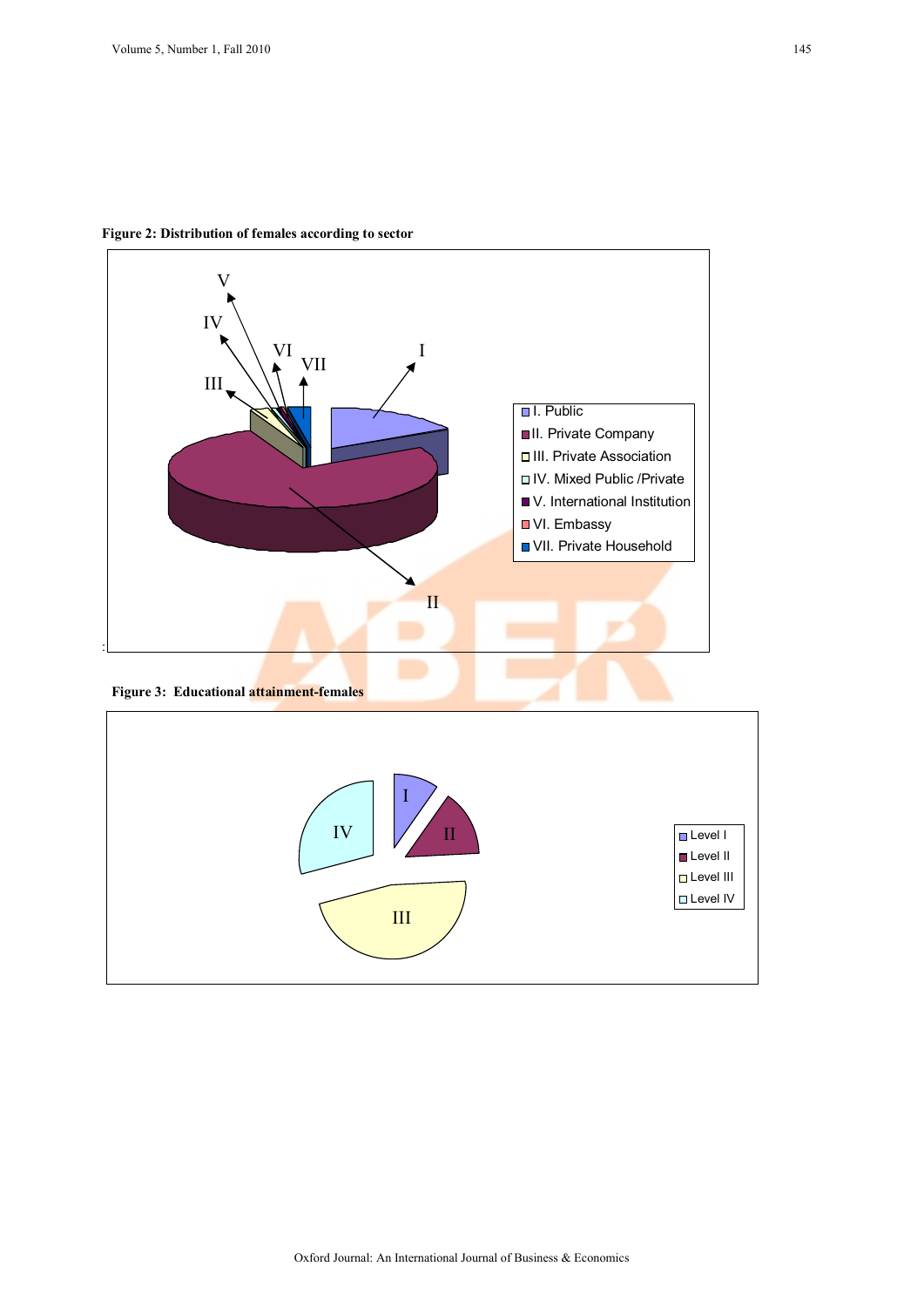**Figure 2: Distribution of females according to sector**

**Figure 3: Educational attainment-females**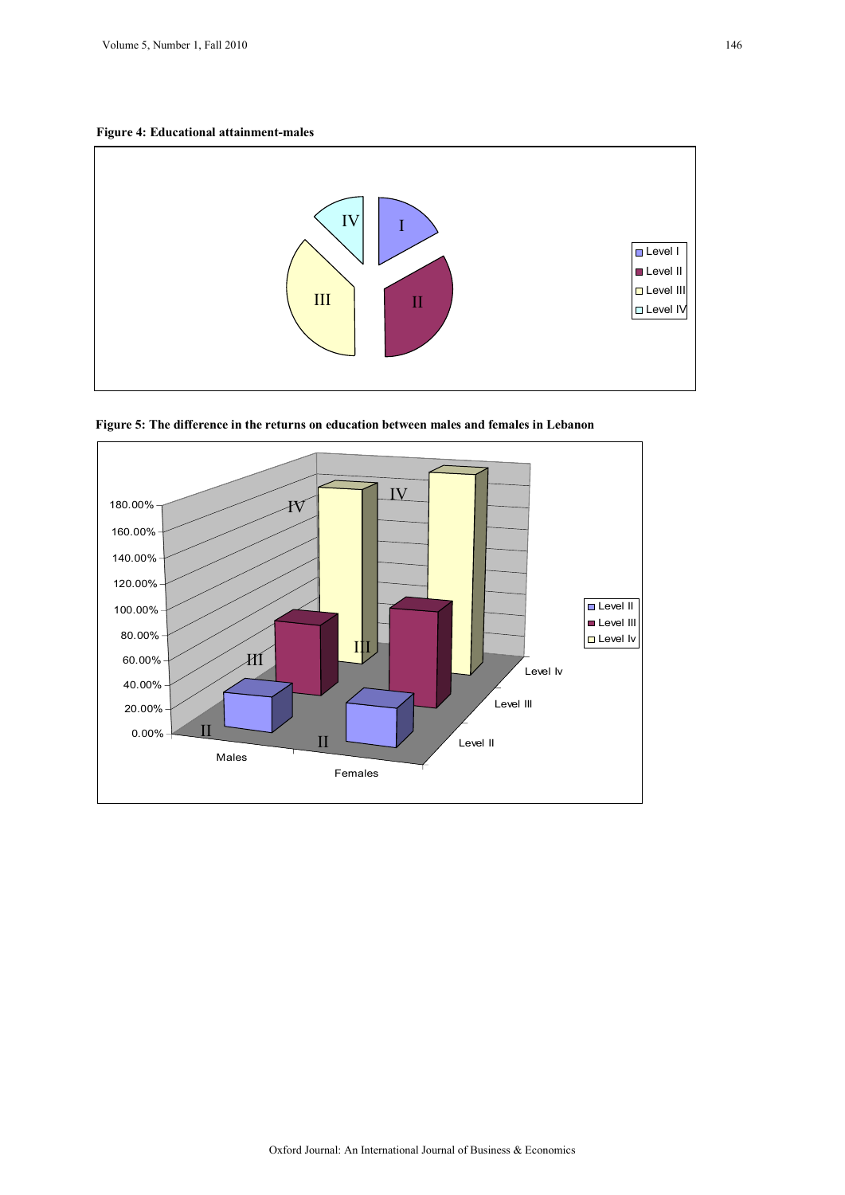**Figure 4: Educational attainment-males**

**Figure 5: The difference in the returns on education between males and females in Lebanon**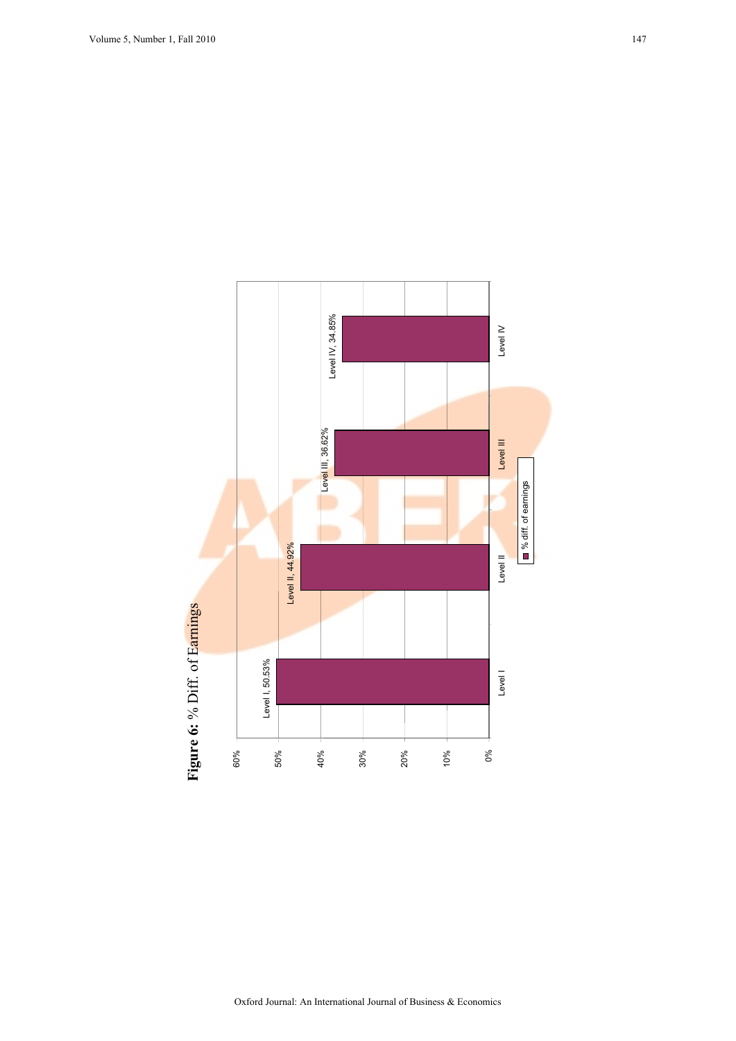**Figure 6:** % Diff. of Earnings

60%
50%
40%
30%
20%
10%
0%

Level I, 50.53%
Level II, 44.92%
Level III, 36.62%
Level IV, 34.85%

Level I
Level II
Level III
Level IV

% diff. of earnings